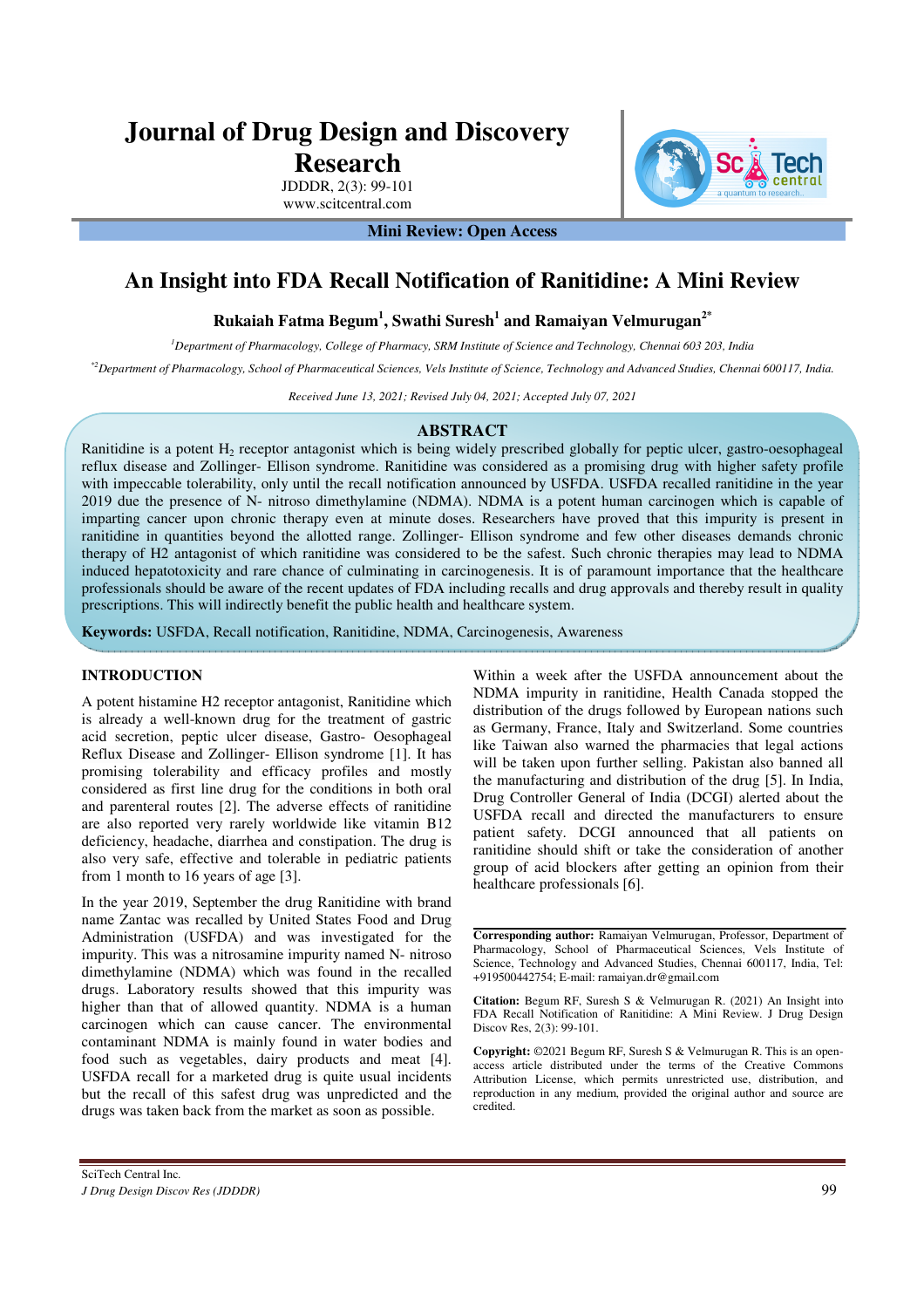Journal of Drug Design and Discovery Research

JDDDR, 2(3): 99-101

www.scitcentral.com

**Mini Review: Open Access**

# An Insight into FDA Recall Notification of Ranitidine: A Mini Review

**Rukaiah Fatma Begum[1], Swathi Suresh[1] and Ramaiyan Velmurugan[2*]**

[1]*Department of Pharmacology, College of Pharmacy, SRM Institute of Science and Technology, Chennai 603 203, India*

[*2]*Department of Pharmacology, School of Pharmaceutical Sciences, Vels Institute of Science, Technology and Advanced Studies, Chennai 600117, India.*

*Received June 13, 2021; Revised July 04, 2021; Accepted July 07, 2021*

## ABSTRACT

Ranitidine is a potent $H_2$ receptor antagonist which is being widely prescribed globally for peptic ulcer, gastro-oesophageal reflux disease and Zollinger- Ellison syndrome. Ranitidine was considered as a promising drug with higher safety profile with impeccable tolerability, only until the recall notification announced by USFDA. USFDA recalled ranitidine in the year 2019 due the presence of N- nitroso dimethylamine (NDMA). NDMA is a potent human carcinogen which is capable of imparting cancer upon chronic therapy even at minute doses. Researchers have proved that this impurity is present in ranitidine in quantities beyond the allotted range. Zollinger- Ellison syndrome and few other diseases demands chronic therapy of H2 antagonist of which ranitidine was considered to be the safest. Such chronic therapies may lead to NDMA induced hepatotoxicity and rare chance of culminating in carcinogenesis. It is of paramount importance that the healthcare professionals should be aware of the recent updates of FDA including recalls and drug approvals and thereby result in quality prescriptions. This will indirectly benefit the public health and healthcare system.

**Keywords:** USFDA, Recall notification, Ranitidine, NDMA, Carcinogenesis, Awareness

## INTRODUCTION

A potent histamine H2 receptor antagonist, Ranitidine which is already a well-known drug for the treatment of gastric acid secretion, peptic ulcer disease, Gastro- Oesophageal Reflux Disease and Zollinger- Ellison syndrome [1]. It has promising tolerability and efficacy profiles and mostly considered as first line drug for the conditions in both oral and parenteral routes [2]. The adverse effects of ranitidine are also reported very rarely worldwide like vitamin B12 deficiency, headache, diarrhea and constipation. The drug is also very safe, effective and tolerable in pediatric patients from 1 month to 16 years of age [3].

In the year 2019, September the drug Ranitidine with brand name Zantac was recalled by United States Food and Drug Administration (USFDA) and was investigated for the impurity. This was a nitrosamine impurity named N- nitroso dimethylamine (NDMA) which was found in the recalled drugs. Laboratory results showed that this impurity was higher than that of allowed quantity. NDMA is a human carcinogen which can cause cancer. The environmental contaminant NDMA is mainly found in water bodies and food such as vegetables, dairy products and meat [4]. USFDA recall for a marketed drug is quite usual incidents but the recall of this safest drug was unpredicted and the drugs was taken back from the market as soon as possible.

Within a week after the USFDA announcement about the NDMA impurity in ranitidine, Health Canada stopped the distribution of the drugs followed by European nations such as Germany, France, Italy and Switzerland. Some countries like Taiwan also warned the pharmacies that legal actions will be taken upon further selling. Pakistan also banned all the manufacturing and distribution of the drug [5]. In India, Drug Controller General of India (DCGI) alerted about the USFDA recall and directed the manufacturers to ensure patient safety. DCGI announced that all patients on ranitidine should shift or take the consideration of another group of acid blockers after getting an opinion from their healthcare professionals [6].

**Corresponding author:** Ramaiyan Velmurugan, Professor, Department of Pharmacology, School of Pharmaceutical Sciences, Vels Institute of Science, Technology and Advanced Studies, Chennai 600117, India, Tel: +919500442754; E-mail: ramaiyan.dr@gmail.com

**Citation:** Begum RF, Suresh S & Velmurugan R. (2021) An Insight into FDA Recall Notification of Ranitidine: A Mini Review. J Drug Design Discov Res, 2(3): 99-101.

**Copyright:** ©2021 Begum RF, Suresh S & Velmurugan R. This is an open-access article distributed under the terms of the Creative Commons Attribution License, which permits unrestricted use, distribution, and reproduction in any medium, provided the original author and source are credited.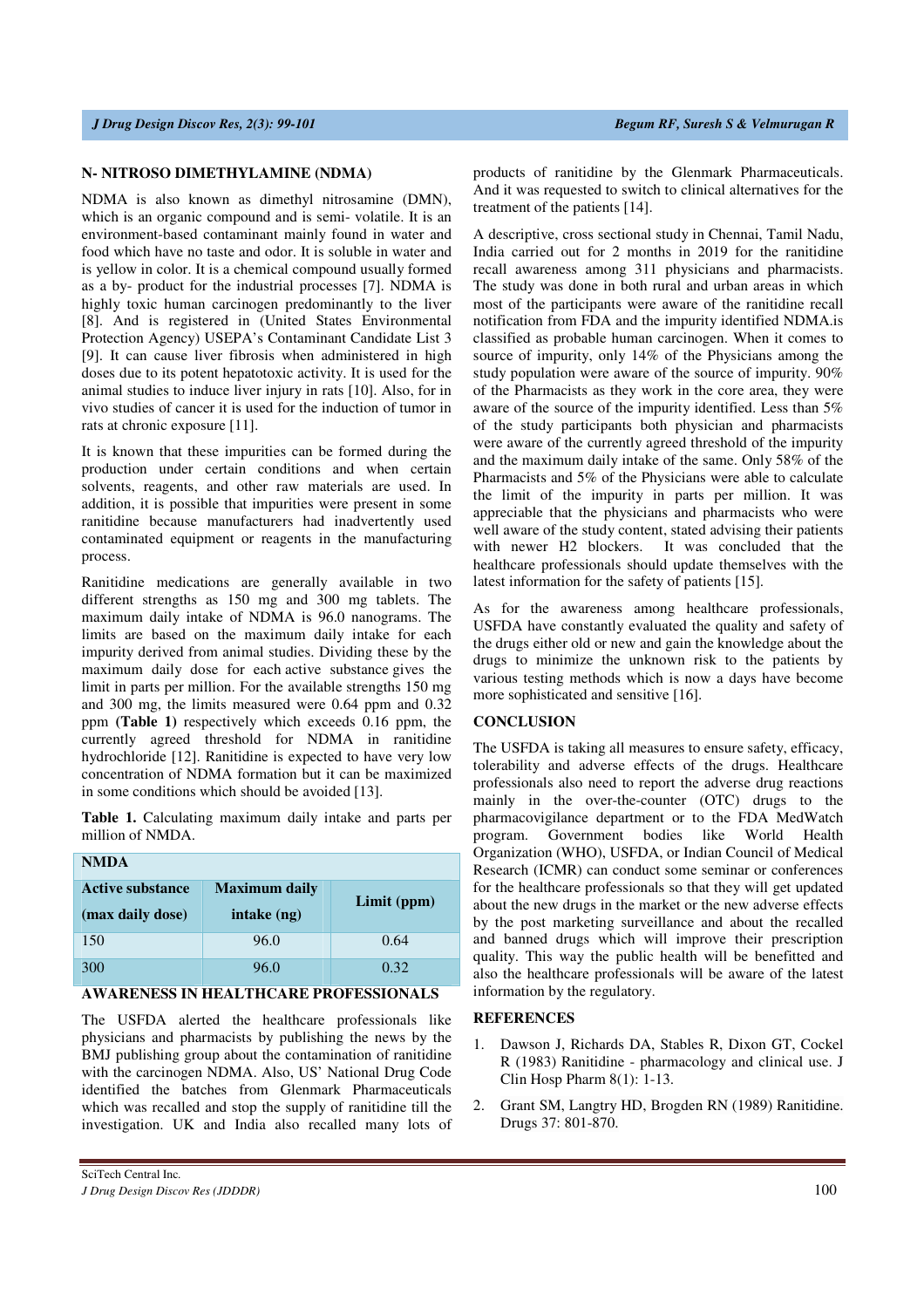## N- NITROSO DIMETHYLAMINE (NDMA)

NDMA is also known as dimethyl nitrosamine (DMN), which is an organic compound and is semi- volatile. It is an environment-based contaminant mainly found in water and food which have no taste and odor. It is soluble in water and is yellow in color. It is a chemical compound usually formed as a by- product for the industrial processes [7]. NDMA is highly toxic human carcinogen predominantly to the liver [8]. And is registered in (United States Environmental Protection Agency) USEPA's Contaminant Candidate List 3 [9]. It can cause liver fibrosis when administered in high doses due to its potent hepatotoxic activity. It is used for the animal studies to induce liver injury in rats [10]. Also, for in vivo studies of cancer it is used for the induction of tumor in rats at chronic exposure [11].

It is known that these impurities can be formed during the production under certain conditions and when certain solvents, reagents, and other raw materials are used. In addition, it is possible that impurities were present in some ranitidine because manufacturers had inadvertently used contaminated equipment or reagents in the manufacturing process.

Ranitidine medications are generally available in two different strengths as 150 mg and 300 mg tablets. The maximum daily intake of NDMA is 96.0 nanograms. The limits are based on the maximum daily intake for each impurity derived from animal studies. Dividing these by the maximum daily dose for each active substance gives the limit in parts per million. For the available strengths 150 mg and 300 mg, the limits measured were 0.64 ppm and 0.32 ppm **(Table 1)** respectively which exceeds 0.16 ppm, the currently agreed threshold for NDMA in ranitidine hydrochloride [12]. Ranitidine is expected to have very low concentration of NDMA formation but it can be maximized in some conditions which should be avoided [13].

**Table 1.** Calculating maximum daily intake and parts per million of NMDA.

| NMDA | | |
|---|---|---|
| **Active substance (max daily dose)** | **Maximum daily intake (ng)** | **Limit (ppm)** |
| 150 | 96.0 | 0.64 |
| 300 | 96.0 | 0.32 |

## AWARENESS IN HEALTHCARE PROFESSIONALS

The USFDA alerted the healthcare professionals like physicians and pharmacists by publishing the news by the BMJ publishing group about the contamination of ranitidine with the carcinogen NDMA. Also, US' National Drug Code identified the batches from Glenmark Pharmaceuticals which was recalled and stop the supply of ranitidine till the investigation. UK and India also recalled many lots of products of ranitidine by the Glenmark Pharmaceuticals. And it was requested to switch to clinical alternatives for the treatment of the patients [14].

A descriptive, cross sectional study in Chennai, Tamil Nadu, India carried out for 2 months in 2019 for the ranitidine recall awareness among 311 physicians and pharmacists. The study was done in both rural and urban areas in which most of the participants were aware of the ranitidine recall notification from FDA and the impurity identified NDMA.is classified as probable human carcinogen. When it comes to source of impurity, only 14% of the Physicians among the study population were aware of the source of impurity. 90% of the Pharmacists as they work in the core area, they were aware of the source of the impurity identified. Less than 5% of the study participants both physician and pharmacists were aware of the currently agreed threshold of the impurity and the maximum daily intake of the same. Only 58% of the Pharmacists and 5% of the Physicians were able to calculate the limit of the impurity in parts per million. It was appreciable that the physicians and pharmacists who were well aware of the study content, stated advising their patients with newer H2 blockers. It was concluded that the healthcare professionals should update themselves with the latest information for the safety of patients [15].

As for the awareness among healthcare professionals, USFDA have constantly evaluated the quality and safety of the drugs either old or new and gain the knowledge about the drugs to minimize the unknown risk to the patients by various testing methods which is now a days have become more sophisticated and sensitive [16].

## CONCLUSION

The USFDA is taking all measures to ensure safety, efficacy, tolerability and adverse effects of the drugs. Healthcare professionals also need to report the adverse drug reactions mainly in the over-the-counter (OTC) drugs to the pharmacovigilance department or to the FDA MedWatch program. Government bodies like World Health Organization (WHO), USFDA, or Indian Council of Medical Research (ICMR) can conduct some seminar or conferences for the healthcare professionals so that they will get updated about the new drugs in the market or the new adverse effects by the post marketing surveillance and about the recalled and banned drugs which will improve their prescription quality. This way the public health will be benefitted and also the healthcare professionals will be aware of the latest information by the regulatory.

## REFERENCES

1. Dawson J, Richards DA, Stables R, Dixon GT, Cockel R (1983) Ranitidine - pharmacology and clinical use. J Clin Hosp Pharm 8(1): 1-13.
2. Grant SM, Langtry HD, Brogden RN (1989) Ranitidine. Drugs 37: 801-870.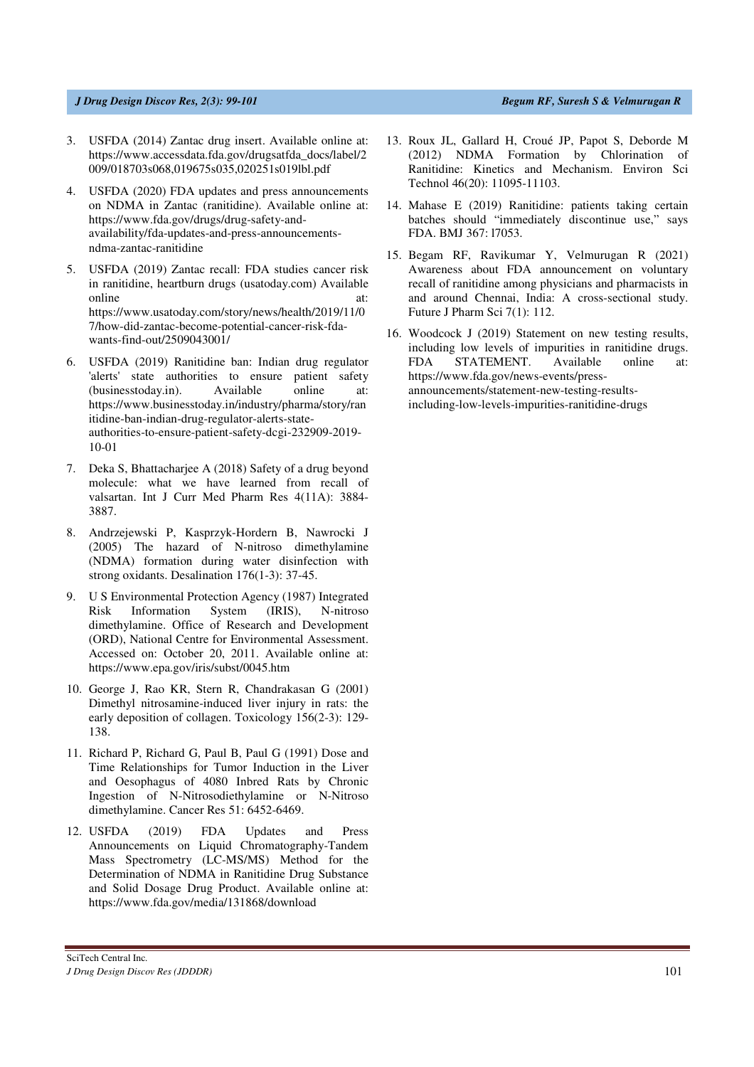3. USFDA (2014) Zantac drug insert. Available online at: https://www.accessdata.fda.gov/drugsatfda_docs/label/2009/018703s068,019675s035,020251s019lbl.pdf

4. USFDA (2020) FDA updates and press announcements on NDMA in Zantac (ranitidine). Available online at: https://www.fda.gov/drugs/drug-safety-and-availability/fda-updates-and-press-announcements-ndma-zantac-ranitidine

5. USFDA (2019) Zantac recall: FDA studies cancer risk in ranitidine, heartburn drugs (usatoday.com) Available online at: https://www.usatoday.com/story/news/health/2019/11/07/how-did-zantac-become-potential-cancer-risk-fda-wants-find-out/2509043001/

6. USFDA (2019) Ranitidine ban: Indian drug regulator 'alerts' state authorities to ensure patient safety (businesstoday.in). Available online at: https://www.businesstoday.in/industry/pharma/story/ranitidine-ban-indian-drug-regulator-alerts-state-authorities-to-ensure-patient-safety-dcgi-232909-2019-10-01

7. Deka S, Bhattacharjee A (2018) Safety of a drug beyond molecule: what we have learned from recall of valsartan. Int J Curr Med Pharm Res 4(11A): 3884-3887.

8. Andrzejewski P, Kasprzyk-Hordern B, Nawrocki J (2005) The hazard of N-nitroso dimethylamine (NDMA) formation during water disinfection with strong oxidants. Desalination 176(1-3): 37-45.

9. U S Environmental Protection Agency (1987) Integrated Risk Information System (IRIS), N-nitroso dimethylamine. Office of Research and Development (ORD), National Centre for Environmental Assessment. Accessed on: October 20, 2011. Available online at: https://www.epa.gov/iris/subst/0045.htm

10. George J, Rao KR, Stern R, Chandrakasan G (2001) Dimethyl nitrosamine-induced liver injury in rats: the early deposition of collagen. Toxicology 156(2-3): 129-138.

11. Richard P, Richard G, Paul B, Paul G (1991) Dose and Time Relationships for Tumor Induction in the Liver and Oesophagus of 4080 Inbred Rats by Chronic Ingestion of N-Nitrosodiethylamine or N-Nitroso dimethylamine. Cancer Res 51: 6452-6469.

12. USFDA (2019) FDA Updates and Press Announcements on Liquid Chromatography-Tandem Mass Spectrometry (LC-MS/MS) Method for the Determination of NDMA in Ranitidine Drug Substance and Solid Dosage Drug Product. Available online at: https://www.fda.gov/media/131868/download

13. Roux JL, Gallard H, Croué JP, Papot S, Deborde M (2012) NDMA Formation by Chlorination of Ranitidine: Kinetics and Mechanism. Environ Sci Technol 46(20): 11095-11103.

14. Mahase E (2019) Ranitidine: patients taking certain batches should "immediately discontinue use," says FDA. BMJ 367: l7053.

15. Begam RF, Ravikumar Y, Velmurugan R (2021) Awareness about FDA announcement on voluntary recall of ranitidine among physicians and pharmacists in and around Chennai, India: A cross-sectional study. Future J Pharm Sci 7(1): 112.

16. Woodcock J (2019) Statement on new testing results, including low levels of impurities in ranitidine drugs. FDA STATEMENT. Available online at: https://www.fda.gov/news-events/press-announcements/statement-new-testing-results-including-low-levels-impurities-ranitidine-drugs